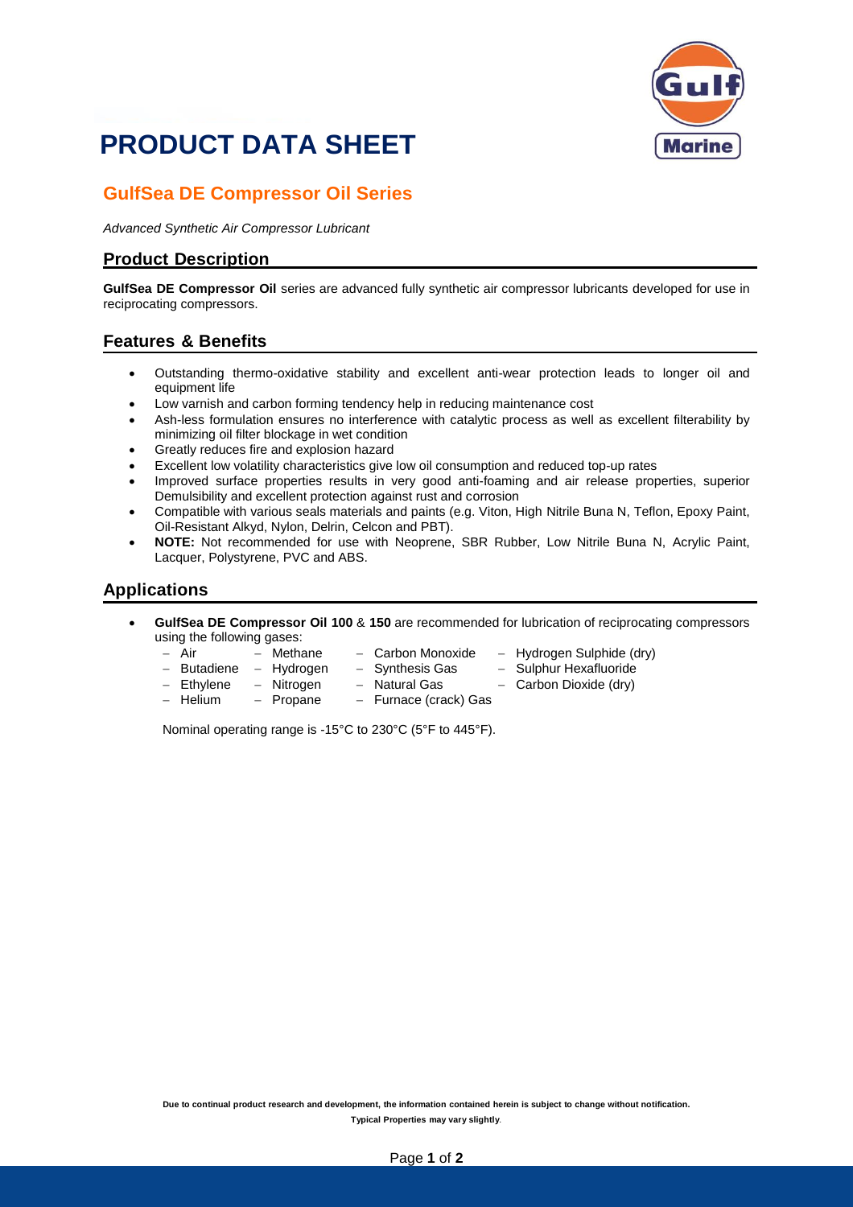# PRODUCT DATA SHEET

## GulfSea DE Compressor Oil Series

*Advanced Synthetic Air Compressor Lubricant*

### Product Description

**GulfSea DE Compressor Oil** series are advanced fully synthetic air compressor lubricants developed for use in reciprocating compressors.

### Features & Benefits

- Outstanding thermo-oxidative stability and excellent anti-wear protection leads to longer oil and equipment life
- Low varnish and carbon forming tendency help in reducing maintenance cost
- Ash-less formulation ensures no interference with catalytic process as well as excellent filterability by minimizing oil filter blockage in wet condition
- Greatly reduces fire and explosion hazard
- Excellent low volatility characteristics give low oil consumption and reduced top-up rates
- Improved surface properties results in very good anti-foaming and air release properties, superior Demulsibility and excellent protection against rust and corrosion
- Compatible with various seals materials and paints (e.g. Viton, High Nitrile Buna N, Teflon, Epoxy Paint, Oil-Resistant Alkyd, Nylon, Delrin, Celcon and PBT).
- **NOTE:** Not recommended for use with Neoprene, SBR Rubber, Low Nitrile Buna N, Acrylic Paint, Lacquer, Polystyrene, PVC and ABS.

### Applications

- **GulfSea DE Compressor Oil 100** & **150** are recommended for lubrication of reciprocating compressors using the following gases:
  - Air
  - Butadiene
  - Ethylene
  - Helium
  - Methane
  - Hydrogen
  - Nitrogen
  - Propane
  - Carbon Monoxide
  - Synthesis Gas
  - Natural Gas
  - Furnace (crack) Gas
  - Hydrogen Sulphide (dry)
  - Sulphur Hexafluoride
  - Carbon Dioxide (dry)

  Nominal operating range is -15°C to 230°C (5°F to 445°F).

**Due to continual product research and development, the information contained herein is subject to change without notification.**

**Typical Properties may vary slightly**.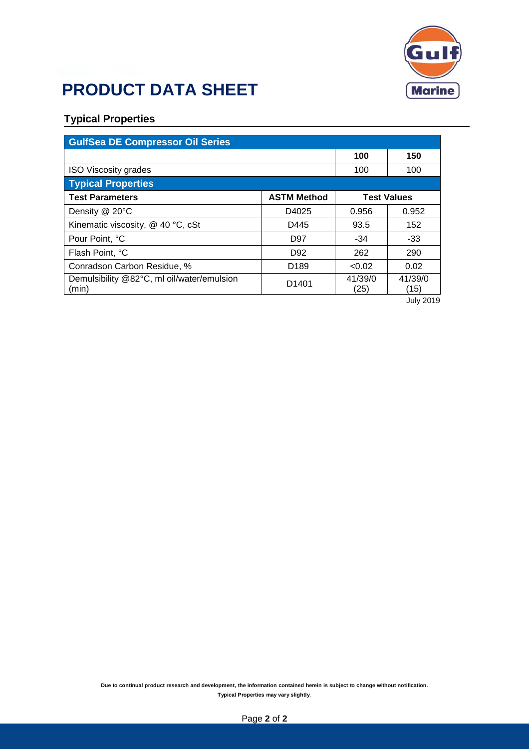# PRODUCT DATA SHEET

## Typical Properties

| GulfSea DE Compressor Oil Series | | | |
|---|---|---|---|
| | | **100** | **150** |
| ISO Viscosity grades | | 100 | 100 |
| **Typical Properties** | | | |
| **Test Parameters** | **ASTM Method** | **Test Values** | |
| Density @ 20°C | D4025 | 0.956 | 0.952 |
| Kinematic viscosity, @ 40 °C, cSt | D445 | 93.5 | 152 |
| Pour Point, °C | D97 | -34 | -33 |
| Flash Point, °C | D92 | 262 | 290 |
| Conradson Carbon Residue, % | D189 | <0.02 | 0.02 |
| Demulsibility @82°C, ml oil/water/emulsion (min) | D1401 | 41/39/0 (25) | 41/39/0 (15) |

July 2019

**Due to continual product research and development, the information contained herein is subject to change without notification.**
**Typical Properties may vary slightly**.